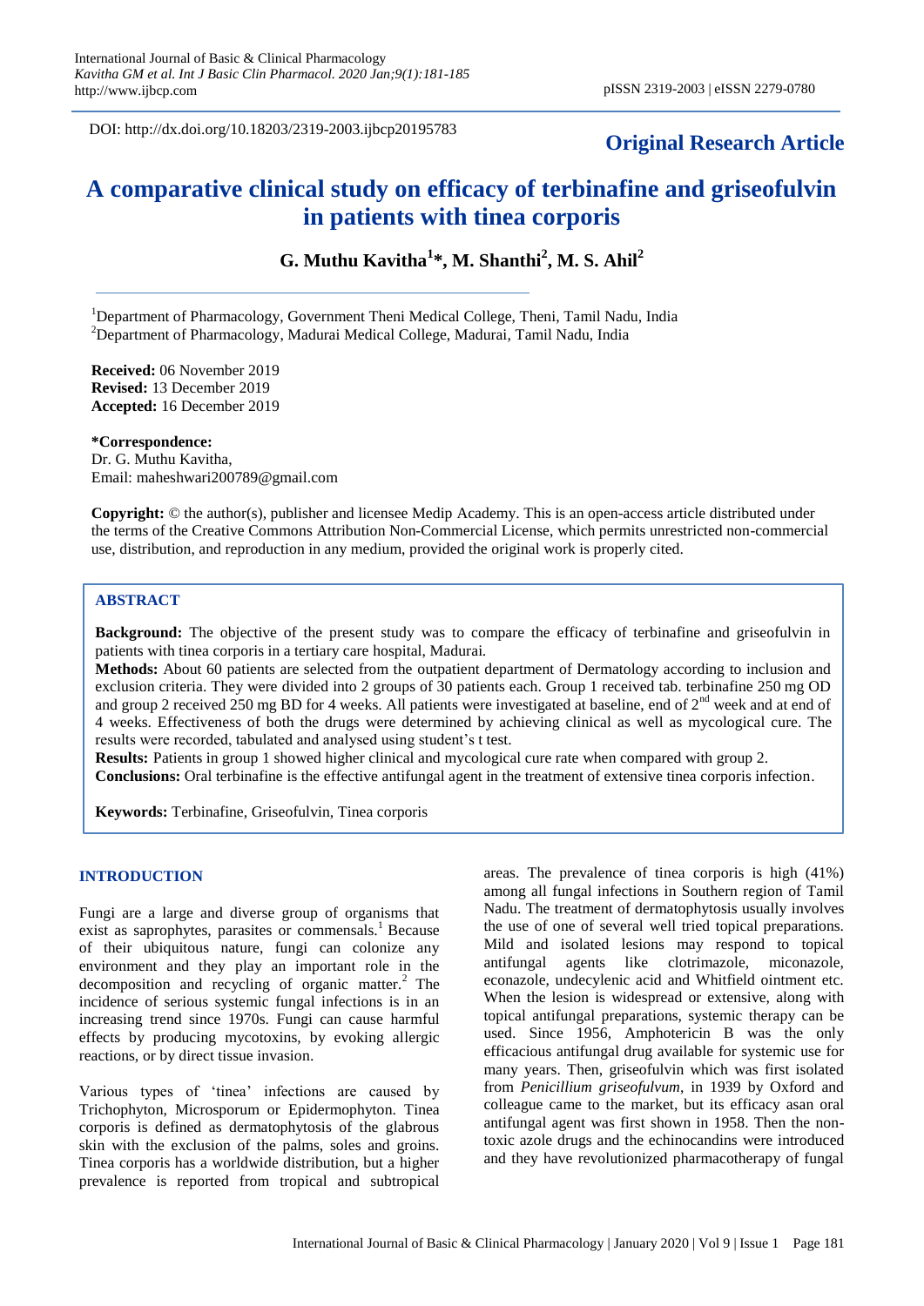DOI: http://dx.doi.org/10.18203/2319-2003.ijbcp20195783

**Original Research Article**

# A comparative clinical study on efficacy of terbinafine and griseofulvin in patients with tinea corporis

**G. Muthu Kavitha[1]\*, M. Shanthi[2], M. S. Ahil[2]**

[1]Department of Pharmacology, Government Theni Medical College, Theni, Tamil Nadu, India
[2]Department of Pharmacology, Madurai Medical College, Madurai, Tamil Nadu, India

**Received:** 06 November 2019
**Revised:** 13 December 2019
**Accepted:** 16 December 2019

**\*Correspondence:**
Dr. G. Muthu Kavitha,
Email: maheshwari200789@gmail.com

**Copyright:** © the author(s), publisher and licensee Medip Academy. This is an open-access article distributed under the terms of the Creative Commons Attribution Non-Commercial License, which permits unrestricted non-commercial use, distribution, and reproduction in any medium, provided the original work is properly cited.

## ABSTRACT

**Background:** The objective of the present study was to compare the efficacy of terbinafine and griseofulvin in patients with tinea corporis in a tertiary care hospital, Madurai.

**Methods:** About 60 patients are selected from the outpatient department of Dermatology according to inclusion and exclusion criteria. They were divided into 2 groups of 30 patients each. Group 1 received tab. terbinafine 250 mg OD and group 2 received 250 mg BD for 4 weeks. All patients were investigated at baseline, end of 2nd week and at end of 4 weeks. Effectiveness of both the drugs were determined by achieving clinical as well as mycological cure. The results were recorded, tabulated and analysed using student's t test.

**Results:** Patients in group 1 showed higher clinical and mycological cure rate when compared with group 2.

**Conclusions:** Oral terbinafine is the effective antifungal agent in the treatment of extensive tinea corporis infection.

**Keywords:** Terbinafine, Griseofulvin, Tinea corporis

## INTRODUCTION

Fungi are a large and diverse group of organisms that exist as saprophytes, parasites or commensals.[1] Because of their ubiquitous nature, fungi can colonize any environment and they play an important role in the decomposition and recycling of organic matter.[2] The incidence of serious systemic fungal infections is in an increasing trend since 1970s. Fungi can cause harmful effects by producing mycotoxins, by evoking allergic reactions, or by direct tissue invasion.

Various types of 'tinea' infections are caused by Trichophyton, Microsporum or Epidermophyton. Tinea corporis is defined as dermatophytosis of the glabrous skin with the exclusion of the palms, soles and groins. Tinea corporis has a worldwide distribution, but a higher prevalence is reported from tropical and subtropical areas. The prevalence of tinea corporis is high (41%) among all fungal infections in Southern region of Tamil Nadu. The treatment of dermatophytosis usually involves the use of one of several well tried topical preparations. Mild and isolated lesions may respond to topical antifungal agents like clotrimazole, miconazole, econazole, undecylenic acid and Whitfield ointment etc. When the lesion is widespread or extensive, along with topical antifungal preparations, systemic therapy can be used. Since 1956, Amphotericin B was the only efficacious antifungal drug available for systemic use for many years. Then, griseofulvin which was first isolated from *Penicillium griseofulvum*, in 1939 by Oxford and colleague came to the market, but its efficacy asan oral antifungal agent was first shown in 1958. Then the non-toxic azole drugs and the echinocandins were introduced and they have revolutionized pharmacotherapy of fungal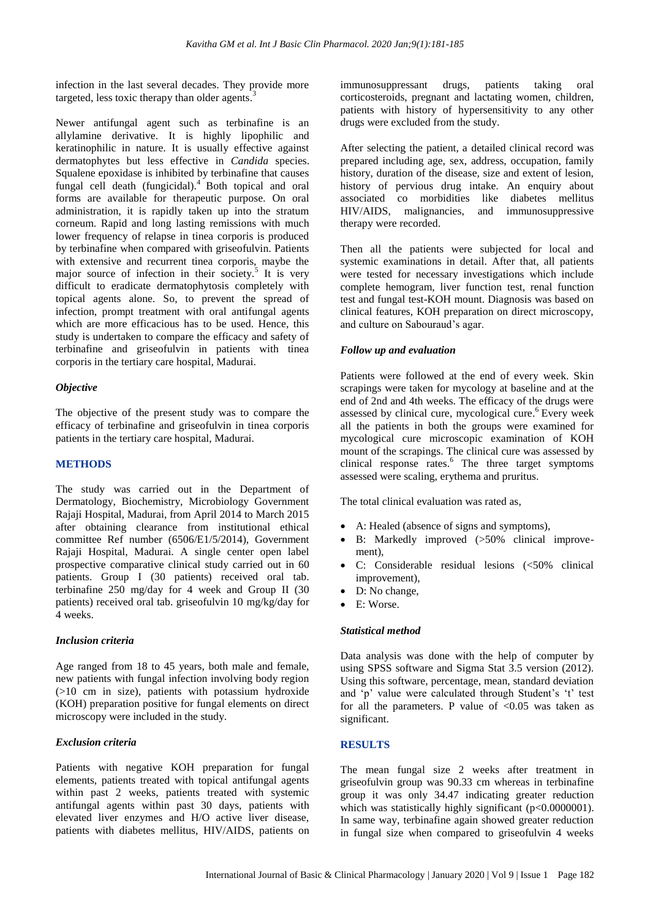infection in the last several decades. They provide more targeted, less toxic therapy than older agents.[3]

Newer antifungal agent such as terbinafine is an allylamine derivative. It is highly lipophilic and keratinophilic in nature. It is usually effective against dermatophytes but less effective in *Candida* species. Squalene epoxidase is inhibited by terbinafine that causes fungal cell death (fungicidal).[4] Both topical and oral forms are available for therapeutic purpose. On oral administration, it is rapidly taken up into the stratum corneum. Rapid and long lasting remissions with much lower frequency of relapse in tinea corporis is produced by terbinafine when compared with griseofulvin. Patients with extensive and recurrent tinea corporis, maybe the major source of infection in their society.[5] It is very difficult to eradicate dermatophytosis completely with topical agents alone. So, to prevent the spread of infection, prompt treatment with oral antifungal agents which are more efficacious has to be used. Hence, this study is undertaken to compare the efficacy and safety of terbinafine and griseofulvin in patients with tinea corporis in the tertiary care hospital, Madurai.

### *Objective*

The objective of the present study was to compare the efficacy of terbinafine and griseofulvin in tinea corporis patients in the tertiary care hospital, Madurai.

## METHODS

The study was carried out in the Department of Dermatology, Biochemistry, Microbiology Government Rajaji Hospital, Madurai, from April 2014 to March 2015 after obtaining clearance from institutional ethical committee Ref number (6506/E1/5/2014), Government Rajaji Hospital, Madurai. A single center open label prospective comparative clinical study carried out in 60 patients. Group I (30 patients) received oral tab. terbinafine 250 mg/day for 4 week and Group II (30 patients) received oral tab. griseofulvin 10 mg/kg/day for 4 weeks.

### *Inclusion criteria*

Age ranged from 18 to 45 years, both male and female, new patients with fungal infection involving body region (>10 cm in size), patients with potassium hydroxide (KOH) preparation positive for fungal elements on direct microscopy were included in the study.

### *Exclusion criteria*

Patients with negative KOH preparation for fungal elements, patients treated with topical antifungal agents within past 2 weeks, patients treated with systemic antifungal agents within past 30 days, patients with elevated liver enzymes and H/O active liver disease, patients with diabetes mellitus, HIV/AIDS, patients on immunosuppressant drugs, patients taking oral corticosteroids, pregnant and lactating women, children, patients with history of hypersensitivity to any other drugs were excluded from the study.

After selecting the patient, a detailed clinical record was prepared including age, sex, address, occupation, family history, duration of the disease, size and extent of lesion, history of pervious drug intake. An enquiry about associated co morbidities like diabetes mellitus HIV/AIDS, malignancies, and immunosuppressive therapy were recorded.

Then all the patients were subjected for local and systemic examinations in detail. After that, all patients were tested for necessary investigations which include complete hemogram, liver function test, renal function test and fungal test-KOH mount. Diagnosis was based on clinical features, KOH preparation on direct microscopy, and culture on Sabouraud's agar.

### *Follow up and evaluation*

Patients were followed at the end of every week. Skin scrapings were taken for mycology at baseline and at the end of 2nd and 4th weeks. The efficacy of the drugs were assessed by clinical cure, mycological cure.[6] Every week all the patients in both the groups were examined for mycological cure microscopic examination of KOH mount of the scrapings. The clinical cure was assessed by clinical response rates.[6] The three target symptoms assessed were scaling, erythema and pruritus.

The total clinical evaluation was rated as,

- A: Healed (absence of signs and symptoms),
- B: Markedly improved (>50% clinical improvement),
- C: Considerable residual lesions (<50% clinical improvement),
- D: No change,
- E: Worse.

### *Statistical method*

Data analysis was done with the help of computer by using SPSS software and Sigma Stat 3.5 version (2012). Using this software, percentage, mean, standard deviation and 'p' value were calculated through Student's 't' test for all the parameters. P value of <0.05 was taken as significant.

## RESULTS

The mean fungal size 2 weeks after treatment in griseofulvin group was 90.33 cm whereas in terbinafine group it was only 34.47 indicating greater reduction which was statistically highly significant ($p<0.0000001$). In same way, terbinafine again showed greater reduction in fungal size when compared to griseofulvin 4 weeks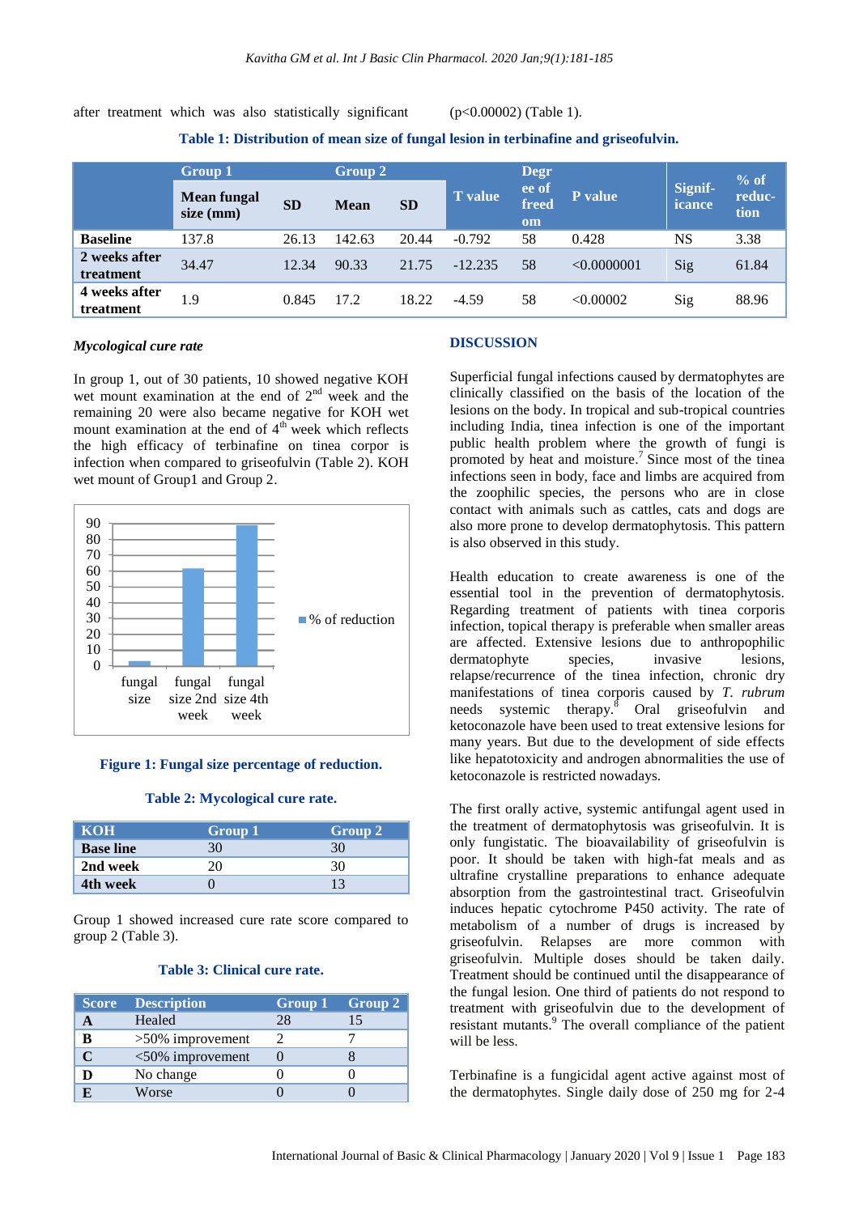after treatment which was also statistically significant (p<0.00002) (Table 1).

**Table 1: Distribution of mean size of fungal lesion in terbinafine and griseofulvin.**

| | Group 1 | | Group 2 | | T value | Degree of freedom | P value | Significance | % of reduction |
|---|---|---|---|---|---|---|---|---|---|
| | Mean fungal size (mm) | SD | Mean | SD | | | | | |
| **Baseline** | 137.8 | 26.13 | 142.63 | 20.44 | -0.792 | 58 | 0.428 | NS | 3.38 |
| **2 weeks after treatment** | 34.47 | 12.34 | 90.33 | 21.75 | -12.235 | 58 | <0.0000001 | Sig | 61.84 |
| **4 weeks after treatment** | 1.9 | 0.845 | 17.2 | 18.22 | -4.59 | 58 | <0.00002 | Sig | 88.96 |

### *Mycological cure rate*

In group 1, out of 30 patients, 10 showed negative KOH wet mount examination at the end of 2[nd] week and the remaining 20 were also became negative for KOH wet mount examination at the end of 4[th] week which reflects the high efficacy of terbinafine on tinea corpor is infection when compared to griseofulvin (Table 2). KOH wet mount of Group1 and Group 2.

**Figure 1: Fungal size percentage of reduction.**

**Table 2: Mycological cure rate.**

| KOH | Group 1 | Group 2 |
|---|---|---|
| **Base line** | 30 | 30 |
| **2nd week** | 20 | 30 |
| **4th week** | 0 | 13 |

Group 1 showed increased cure rate score compared to group 2 (Table 3).

**Table 3: Clinical cure rate.**

| Score | Description | Group 1 | Group 2 |
|---|---|---|---|
| **A** | Healed | 28 | 15 |
| **B** | >50% improvement | 2 | 7 |
| **C** | <50% improvement | 0 | 8 |
| **D** | No change | 0 | 0 |
| **E** | Worse | 0 | 0 |

## DISCUSSION

Superficial fungal infections caused by dermatophytes are clinically classified on the basis of the location of the lesions on the body. In tropical and sub-tropical countries including India, tinea infection is one of the important public health problem where the growth of fungi is promoted by heat and moisture.[7] Since most of the tinea infections seen in body, face and limbs are acquired from the zoophilic species, the persons who are in close contact with animals such as cattles, cats and dogs are also more prone to develop dermatophytosis. This pattern is also observed in this study.

Health education to create awareness is one of the essential tool in the prevention of dermatophytosis. Regarding treatment of patients with tinea corporis infection, topical therapy is preferable when smaller areas are affected. Extensive lesions due to anthropophilic dermatophyte species, invasive lesions, relapse/recurrence of the tinea infection, chronic dry manifestations of tinea corporis caused by *T. rubrum* needs systemic therapy.[8] Oral griseofulvin and ketoconazole have been used to treat extensive lesions for many years. But due to the development of side effects like hepatotoxicity and androgen abnormalities the use of ketoconazole is restricted nowadays.

The first orally active, systemic antifungal agent used in the treatment of dermatophytosis was griseofulvin. It is only fungistatic. The bioavailability of griseofulvin is poor. It should be taken with high-fat meals and as ultrafine crystalline preparations to enhance adequate absorption from the gastrointestinal tract. Griseofulvin induces hepatic cytochrome P450 activity. The rate of metabolism of a number of drugs is increased by griseofulvin. Relapses are more common with griseofulvin. Multiple doses should be taken daily. Treatment should be continued until the disappearance of the fungal lesion. One third of patients do not respond to treatment with griseofulvin due to the development of resistant mutants.[9] The overall compliance of the patient will be less.

Terbinafine is a fungicidal agent active against most of the dermatophytes. Single daily dose of 250 mg for 2-4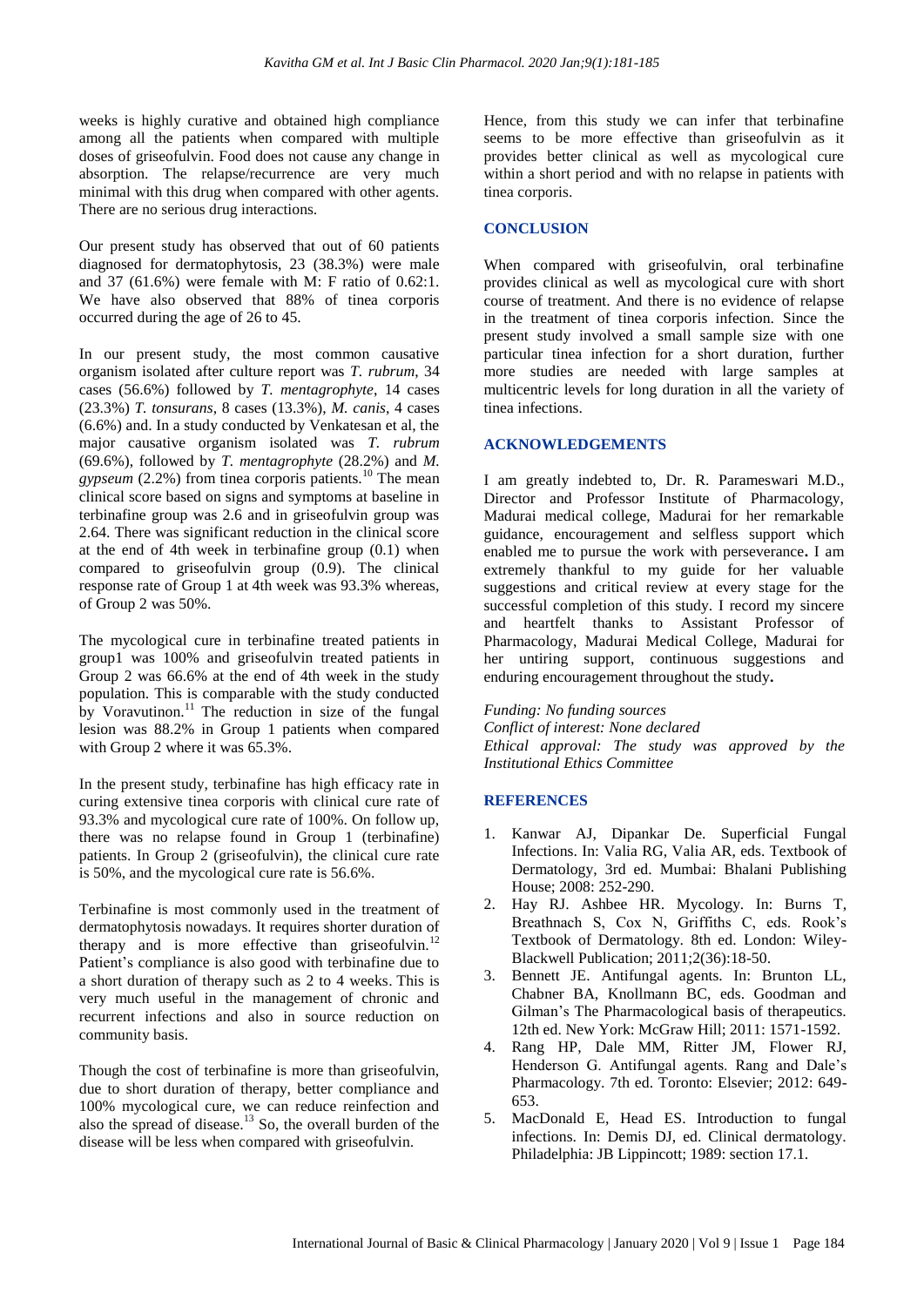weeks is highly curative and obtained high compliance among all the patients when compared with multiple doses of griseofulvin. Food does not cause any change in absorption. The relapse/recurrence are very much minimal with this drug when compared with other agents. There are no serious drug interactions.

Our present study has observed that out of 60 patients diagnosed for dermatophytosis, 23 (38.3%) were male and 37 (61.6%) were female with M: F ratio of 0.62:1. We have also observed that 88% of tinea corporis occurred during the age of 26 to 45.

In our present study, the most common causative organism isolated after culture report was *T. rubrum*, 34 cases (56.6%) followed by *T. mentagrophyte*, 14 cases (23.3%) *T. tonsurans*, 8 cases (13.3%), *M. canis*, 4 cases (6.6%) and. In a study conducted by Venkatesan et al, the major causative organism isolated was *T. rubrum* (69.6%), followed by *T. mentagrophyte* (28.2%) and *M. gypseum* (2.2%) from tinea corporis patients.[10] The mean clinical score based on signs and symptoms at baseline in terbinafine group was 2.6 and in griseofulvin group was 2.64. There was significant reduction in the clinical score at the end of 4th week in terbinafine group (0.1) when compared to griseofulvin group (0.9). The clinical response rate of Group 1 at 4th week was 93.3% whereas, of Group 2 was 50%.

The mycological cure in terbinafine treated patients in group1 was 100% and griseofulvin treated patients in Group 2 was 66.6% at the end of 4th week in the study population. This is comparable with the study conducted by Voravutinon.[11] The reduction in size of the fungal lesion was 88.2% in Group 1 patients when compared with Group 2 where it was 65.3%.

In the present study, terbinafine has high efficacy rate in curing extensive tinea corporis with clinical cure rate of 93.3% and mycological cure rate of 100%. On follow up, there was no relapse found in Group 1 (terbinafine) patients. In Group 2 (griseofulvin), the clinical cure rate is 50%, and the mycological cure rate is 56.6%.

Terbinafine is most commonly used in the treatment of dermatophytosis nowadays. It requires shorter duration of therapy and is more effective than griseofulvin.[12] Patient's compliance is also good with terbinafine due to a short duration of therapy such as 2 to 4 weeks. This is very much useful in the management of chronic and recurrent infections and also in source reduction on community basis.

Though the cost of terbinafine is more than griseofulvin, due to short duration of therapy, better compliance and 100% mycological cure, we can reduce reinfection and also the spread of disease.[13] So, the overall burden of the disease will be less when compared with griseofulvin.

Hence, from this study we can infer that terbinafine seems to be more effective than griseofulvin as it provides better clinical as well as mycological cure within a short period and with no relapse in patients with tinea corporis.

## CONCLUSION

When compared with griseofulvin, oral terbinafine provides clinical as well as mycological cure with short course of treatment. And there is no evidence of relapse in the treatment of tinea corporis infection. Since the present study involved a small sample size with one particular tinea infection for a short duration, further more studies are needed with large samples at multicentric levels for long duration in all the variety of tinea infections.

## ACKNOWLEDGEMENTS

I am greatly indebted to, Dr. R. Parameswari M.D., Director and Professor Institute of Pharmacology, Madurai medical college, Madurai for her remarkable guidance, encouragement and selfless support which enabled me to pursue the work with perseverance**.** I am extremely thankful to my guide for her valuable suggestions and critical review at every stage for the successful completion of this study. I record my sincere and heartfelt thanks to Assistant Professor of Pharmacology, Madurai Medical College, Madurai for her untiring support, continuous suggestions and enduring encouragement throughout the study**.**

*Funding: No funding sources*
*Conflict of interest: None declared*
*Ethical approval: The study was approved by the Institutional Ethics Committee*

## REFERENCES

1. Kanwar AJ, Dipankar De. Superficial Fungal Infections. In: Valia RG, Valia AR, eds. Textbook of Dermatology, 3rd ed. Mumbai: Bhalani Publishing House; 2008: 252-290.
2. Hay RJ. Ashbee HR. Mycology. In: Burns T, Breathnach S, Cox N, Griffiths C, eds. Rook's Textbook of Dermatology. 8th ed. London: Wiley-Blackwell Publication; 2011;2(36):18-50.
3. Bennett JE. Antifungal agents. In: Brunton LL, Chabner BA, Knollmann BC, eds. Goodman and Gilman's The Pharmacological basis of therapeutics. 12th ed. New York: McGraw Hill; 2011: 1571-1592.
4. Rang HP, Dale MM, Ritter JM, Flower RJ, Henderson G. Antifungal agents. Rang and Dale's Pharmacology. 7th ed. Toronto: Elsevier; 2012: 649-653.
5. MacDonald E, Head ES. Introduction to fungal infections. In: Demis DJ, ed. Clinical dermatology. Philadelphia: JB Lippincott; 1989: section 17.1.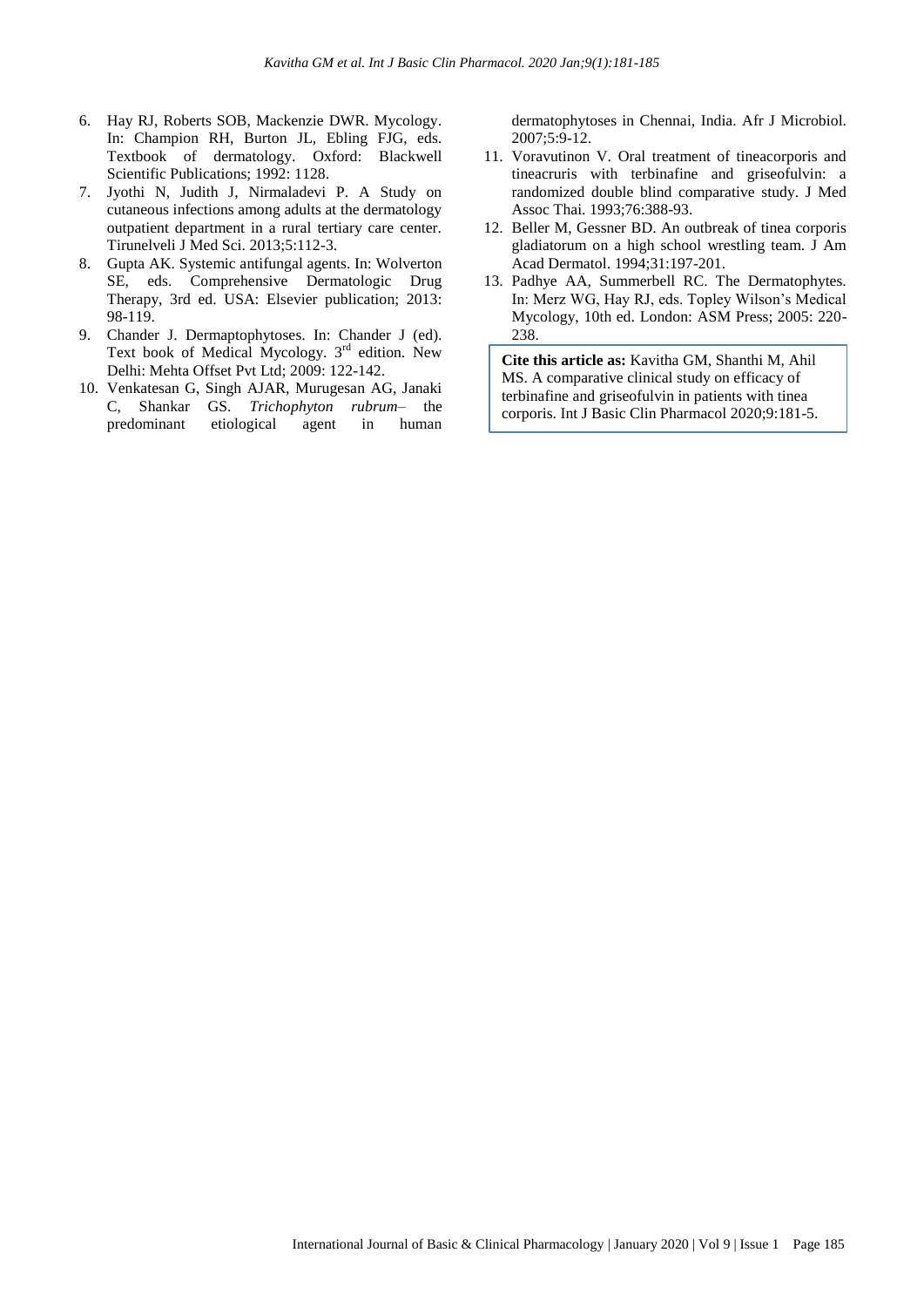6. Hay RJ, Roberts SOB, Mackenzie DWR. Mycology. In: Champion RH, Burton JL, Ebling FJG, eds. Textbook of dermatology. Oxford: Blackwell Scientific Publications; 1992: 1128.
7. Jyothi N, Judith J, Nirmaladevi P. A Study on cutaneous infections among adults at the dermatology outpatient department in a rural tertiary care center. Tirunelveli J Med Sci. 2013;5:112-3.
8. Gupta AK. Systemic antifungal agents. In: Wolverton SE, eds. Comprehensive Dermatologic Drug Therapy, 3rd ed. USA: Elsevier publication; 2013: 98-119.
9. Chander J. Dermaptophytoses. In: Chander J (ed). Text book of Medical Mycology. 3rd edition. New Delhi: Mehta Offset Pvt Ltd; 2009: 122-142.
10. Venkatesan G, Singh AJAR, Murugesan AG, Janaki C, Shankar GS. *Trichophyton rubrum*– the predominant etiological agent in human dermatophytoses in Chennai, India. Afr J Microbiol. 2007;5:9-12.
11. Voravutinon V. Oral treatment of tineacorporis and tineacruris with terbinafine and griseofulvin: a randomized double blind comparative study. J Med Assoc Thai. 1993;76:388-93.
12. Beller M, Gessner BD. An outbreak of tinea corporis gladiatorum on a high school wrestling team. J Am Acad Dermatol. 1994;31:197-201.
13. Padhye AA, Summerbell RC. The Dermatophytes. In: Merz WG, Hay RJ, eds. Topley Wilson's Medical Mycology, 10th ed. London: ASM Press; 2005: 220-238.

**Cite this article as:** Kavitha GM, Shanthi M, Ahil MS. A comparative clinical study on efficacy of terbinafine and griseofulvin in patients with tinea corporis. Int J Basic Clin Pharmacol 2020;9:181-5.